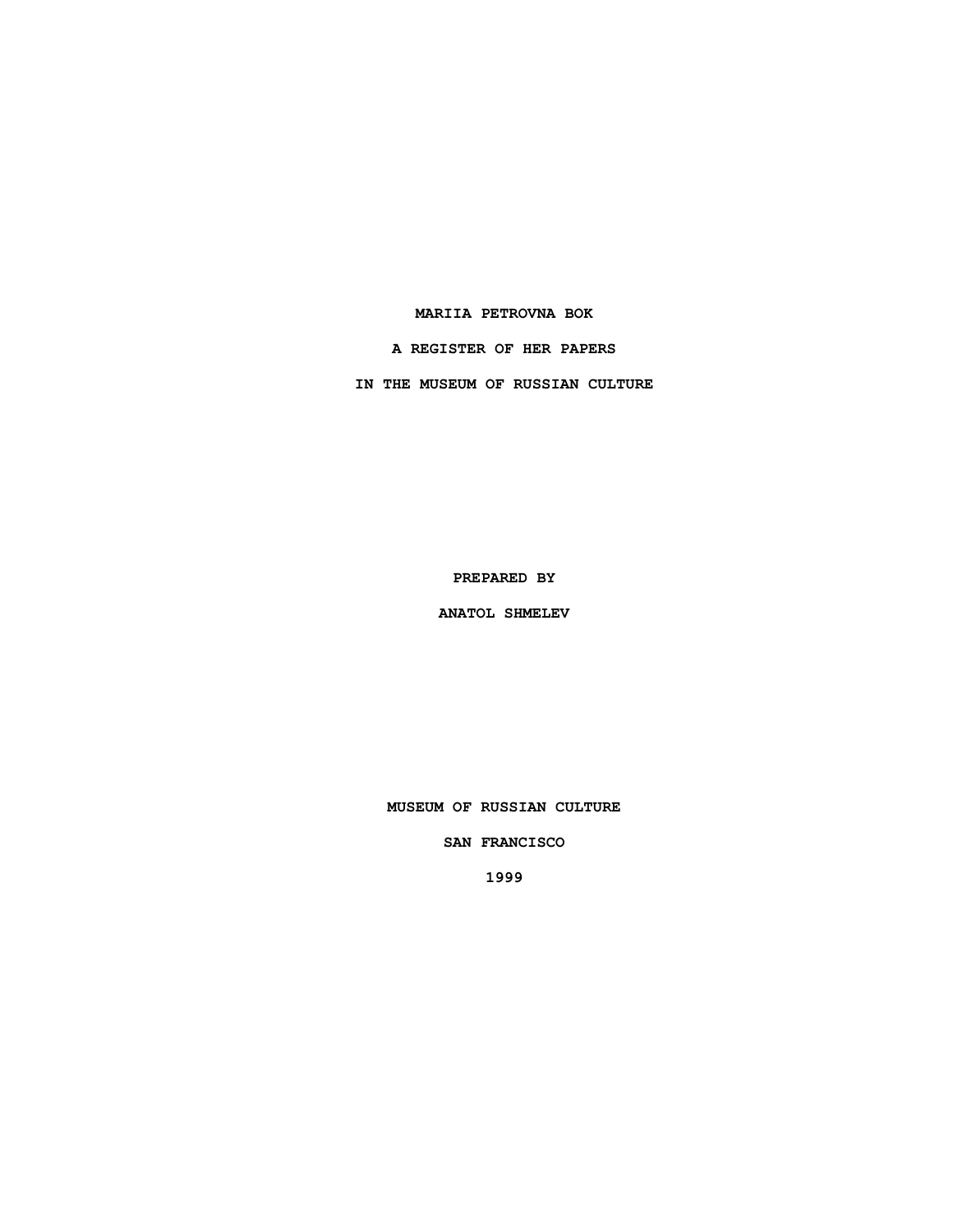**MARIIA PETROVNA BOK**

**A REGISTER OF HER PAPERS**

**IN THE MUSEUM OF RUSSIAN CULTURE**

**PREPARED BY**

**ANATOL SHMELEV**

**MUSEUM OF RUSSIAN CULTURE**

**SAN FRANCISCO**

**1999**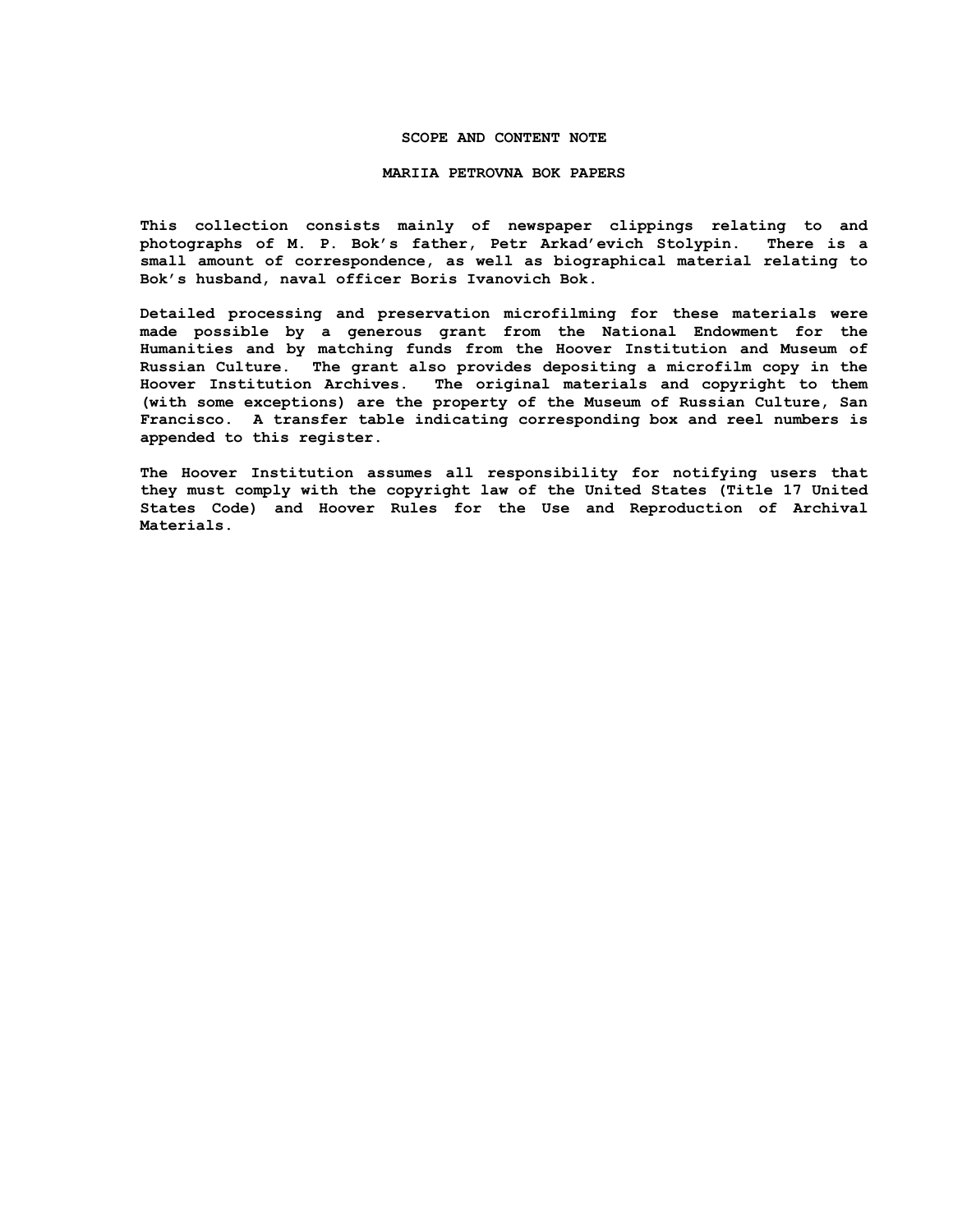## SCOPE AND CONTENT NOTE

## MARIIA PETROVNA BOK PAPERS

This collection consists mainly of newspaper clippings relating to and photographs of M. P. Bok's father, Petr Arkad'evich Stolypin. There is a small amount of correspondence, as well as biographical material relating to Bok's husband, naval officer Boris Ivanovich Bok.

Detailed processing and preservation microfilming for these materials were made possible by a generous grant from the National Endowment for the Humanities and by matching funds from the Hoover Institution and Museum of Russian Culture. The grant also provides depositing a microfilm copy in the Hoover Institution Archives. The original materials and copyright to them (with some exceptions) are the property of the Museum of Russian Culture, San Francisco. A transfer table indicating corresponding box and reel numbers is appended to this register.

The Hoover Institution assumes all responsibility for notifying users that they must comply with the copyright law of the United States (Title 17 United States Code) and Hoover Rules for the Use and Reproduction of Archival Materials.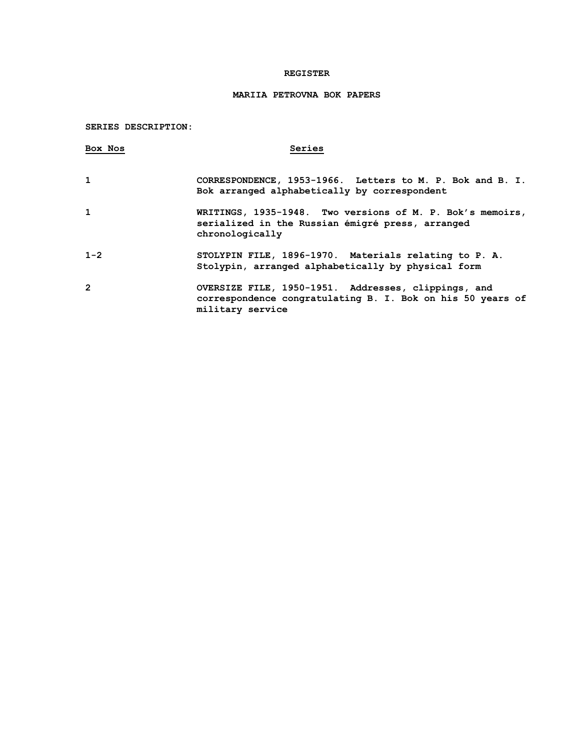# REGISTER

## MARIIA PETROVNA BOK PAPERS

**SERIES DESCRIPTION:**

| Box Nos | Series |
|---|---|
| 1 | CORRESPONDENCE, 1953-1966. Letters to M. P. Bok and B. I. Bok arranged alphabetically by correspondent |
| 1 | WRITINGS, 1935-1948. Two versions of M. P. Bok's memoirs, serialized in the Russian émigré press, arranged chronologically |
| 1-2 | STOLYPIN FILE, 1896-1970. Materials relating to P. A. Stolypin, arranged alphabetically by physical form |
| 2 | OVERSIZE FILE, 1950-1951. Addresses, clippings, and correspondence congratulating B. I. Bok on his 50 years of military service |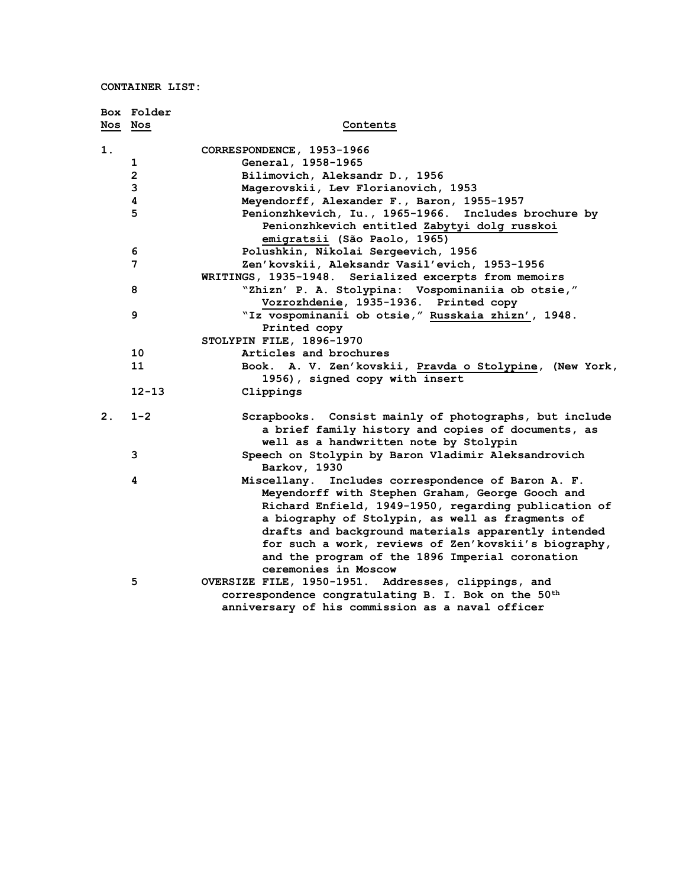**CONTAINER LIST:**

| Box Nos | Folder Nos | Contents |
|---|---|---|
| 1. | | CORRESPONDENCE, 1953-1966 |
| | 1 | General, 1958-1965 |
| | 2 | Bilimovich, Aleksandr D., 1956 |
| | 3 | Magerovskii, Lev Florianovich, 1953 |
| | 4 | Meyendorff, Alexander F., Baron, 1955-1957 |
| | 5 | Penionzhkevich, Iu., 1965-1966. Includes brochure by Penionzhkevich entitled Zabytyi dolg russkoi emigratsii (São Paolo, 1965) |
| | 6 | Polushkin, Nikolai Sergeevich, 1956 |
| | 7 | Zen'kovskii, Aleksandr Vasil'evich, 1953-1956 |
| | | WRITINGS, 1935-1948. Serialized excerpts from memoirs |
| | 8 | "Zhizn' P. A. Stolypina: Vospominaniia ob otsie," Vozrozhdenie, 1935-1936. Printed copy |
| | 9 | "Iz vospominanii ob otsie," Russkaia zhizn', 1948. Printed copy |
| | | STOLYPIN FILE, 1896-1970 |
| | 10 | Articles and brochures |
| | 11 | Book. A. V. Zen'kovskii, Pravda o Stolypine, (New York, 1956), signed copy with insert |
| | 12-13 | Clippings |
| 2. | 1-2 | Scrapbooks. Consist mainly of photographs, but include a brief family history and copies of documents, as well as a handwritten note by Stolypin |
| | 3 | Speech on Stolypin by Baron Vladimir Aleksandrovich Barkov, 1930 |
| | 4 | Miscellany. Includes correspondence of Baron A. F. Meyendorff with Stephen Graham, George Gooch and Richard Enfield, 1949-1950, regarding publication of a biography of Stolypin, as well as fragments of drafts and background materials apparently intended for such a work, reviews of Zen'kovskii's biography, and the program of the 1896 Imperial coronation ceremonies in Moscow |
| | 5 | OVERSIZE FILE, 1950-1951. Addresses, clippings, and correspondence congratulating B. I. Bok on the 50th anniversary of his commission as a naval officer |